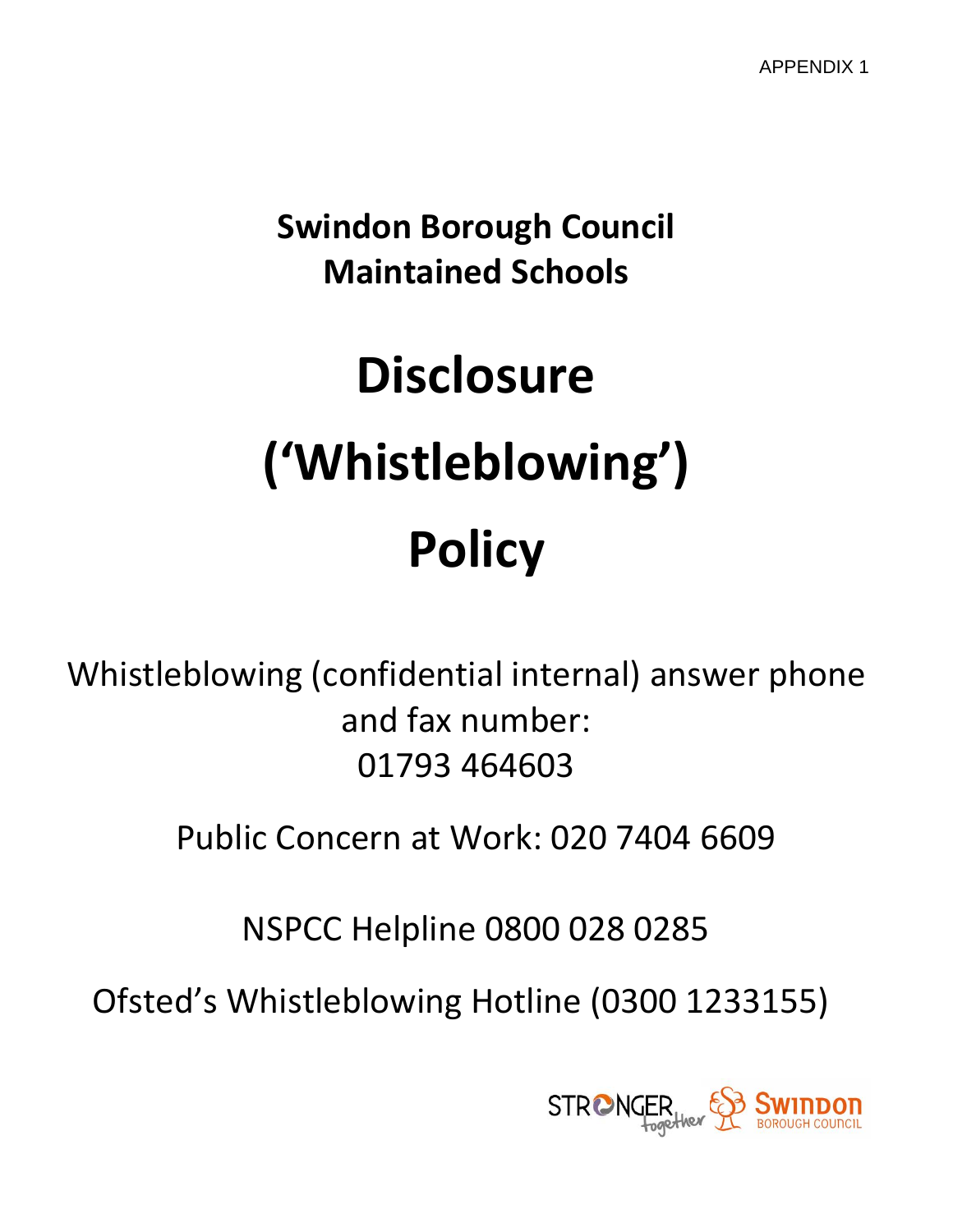APPENDIX 1

**Swindon Borough Council**
**Maintained Schools**

# Disclosure ('Whistleblowing') Policy

Whistleblowing (confidential internal) answer phone and fax number:
01793 464603

Public Concern at Work: 020 7404 6609

NSPCC Helpline 0800 028 0285

Ofsted's Whistleblowing Hotline (0300 1233155)

STRONGER together Swindon BOROUGH COUNCIL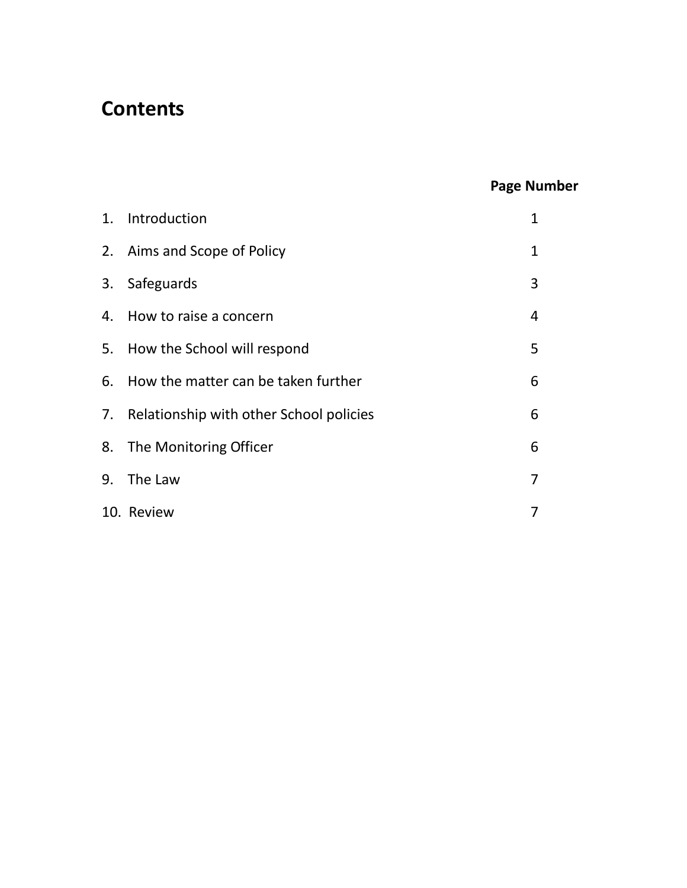# Contents

| | Page Number |
|---|---|
| 1. Introduction | 1 |
| 2. Aims and Scope of Policy | 1 |
| 3. Safeguards | 3 |
| 4. How to raise a concern | 4 |
| 5. How the School will respond | 5 |
| 6. How the matter can be taken further | 6 |
| 7. Relationship with other School policies | 6 |
| 8. The Monitoring Officer | 6 |
| 9. The Law | 7 |
| 10. Review | 7 |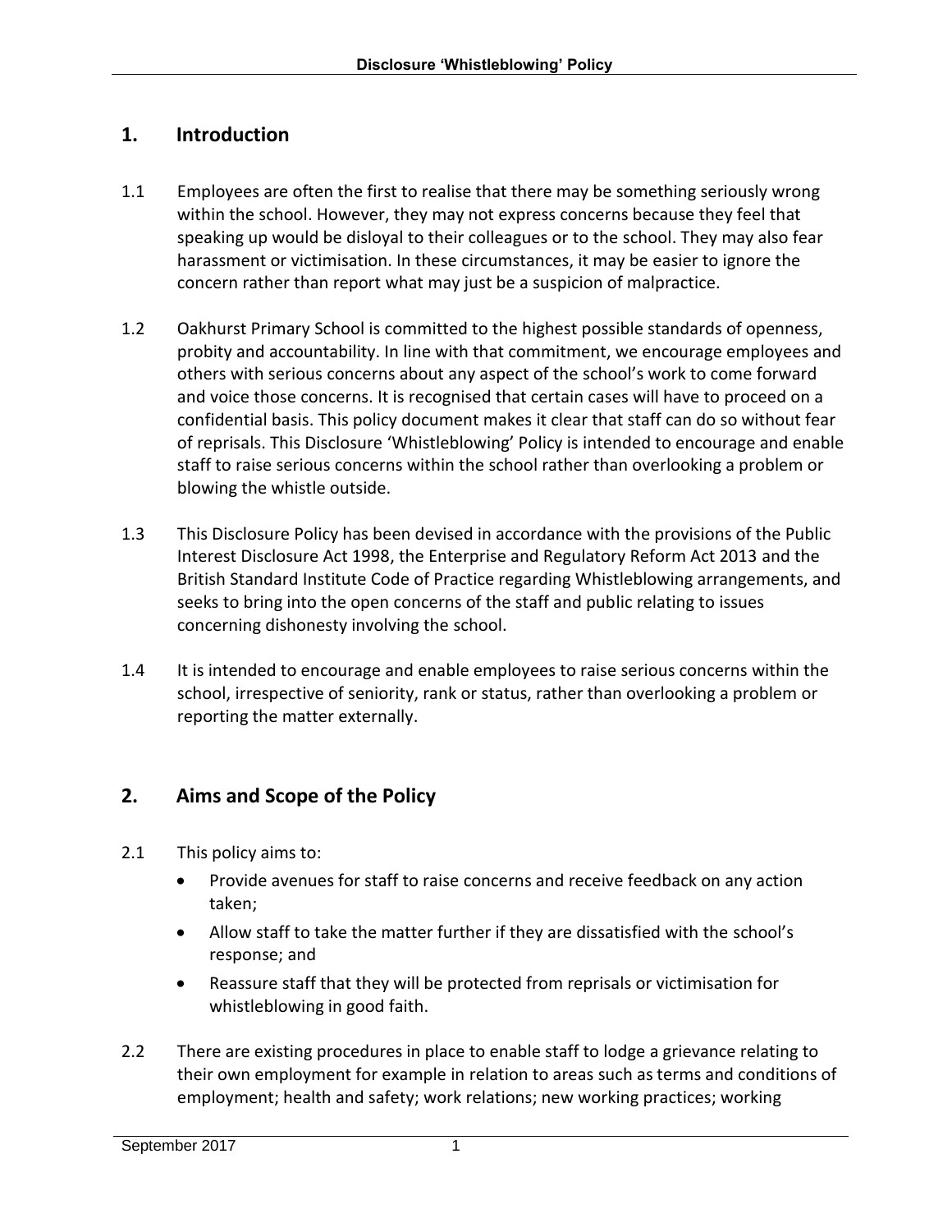## 1. Introduction

1.1 Employees are often the first to realise that there may be something seriously wrong within the school. However, they may not express concerns because they feel that speaking up would be disloyal to their colleagues or to the school. They may also fear harassment or victimisation. In these circumstances, it may be easier to ignore the concern rather than report what may just be a suspicion of malpractice.

1.2 Oakhurst Primary School is committed to the highest possible standards of openness, probity and accountability. In line with that commitment, we encourage employees and others with serious concerns about any aspect of the school's work to come forward and voice those concerns. It is recognised that certain cases will have to proceed on a confidential basis. This policy document makes it clear that staff can do so without fear of reprisals. This Disclosure 'Whistleblowing' Policy is intended to encourage and enable staff to raise serious concerns within the school rather than overlooking a problem or blowing the whistle outside.

1.3 This Disclosure Policy has been devised in accordance with the provisions of the Public Interest Disclosure Act 1998, the Enterprise and Regulatory Reform Act 2013 and the British Standard Institute Code of Practice regarding Whistleblowing arrangements, and seeks to bring into the open concerns of the staff and public relating to issues concerning dishonesty involving the school.

1.4 It is intended to encourage and enable employees to raise serious concerns within the school, irrespective of seniority, rank or status, rather than overlooking a problem or reporting the matter externally.

## 2. Aims and Scope of the Policy

2.1 This policy aims to:

- Provide avenues for staff to raise concerns and receive feedback on any action taken;
- Allow staff to take the matter further if they are dissatisfied with the school's response; and
- Reassure staff that they will be protected from reprisals or victimisation for whistleblowing in good faith.

2.2 There are existing procedures in place to enable staff to lodge a grievance relating to their own employment for example in relation to areas such as terms and conditions of employment; health and safety; work relations; new working practices; working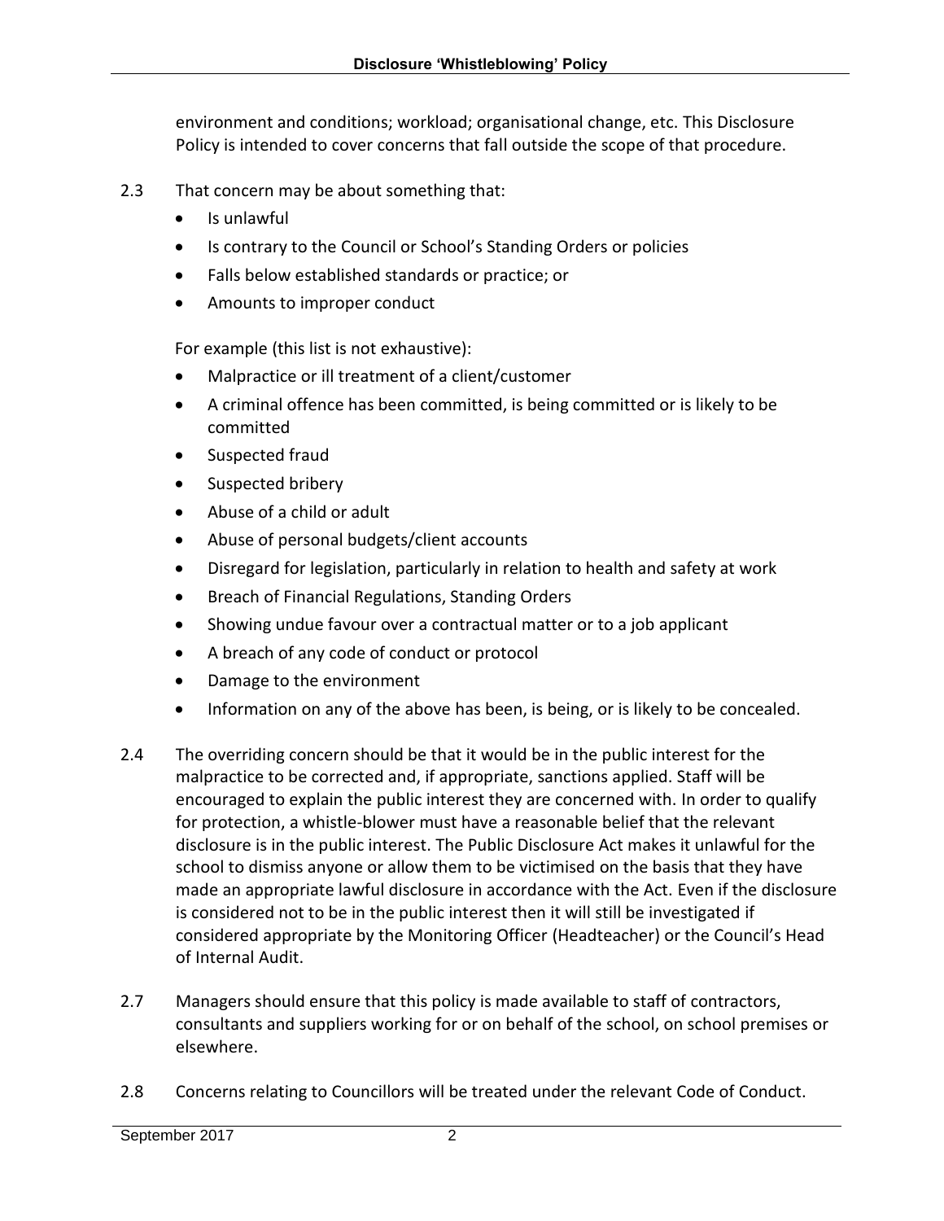environment and conditions; workload; organisational change, etc. This Disclosure Policy is intended to cover concerns that fall outside the scope of that procedure.

2.3 That concern may be about something that:

- Is unlawful
- Is contrary to the Council or School's Standing Orders or policies
- Falls below established standards or practice; or
- Amounts to improper conduct

For example (this list is not exhaustive):

- Malpractice or ill treatment of a client/customer
- A criminal offence has been committed, is being committed or is likely to be committed
- Suspected fraud
- Suspected bribery
- Abuse of a child or adult
- Abuse of personal budgets/client accounts
- Disregard for legislation, particularly in relation to health and safety at work
- Breach of Financial Regulations, Standing Orders
- Showing undue favour over a contractual matter or to a job applicant
- A breach of any code of conduct or protocol
- Damage to the environment
- Information on any of the above has been, is being, or is likely to be concealed.

2.4 The overriding concern should be that it would be in the public interest for the malpractice to be corrected and, if appropriate, sanctions applied. Staff will be encouraged to explain the public interest they are concerned with. In order to qualify for protection, a whistle-blower must have a reasonable belief that the relevant disclosure is in the public interest. The Public Disclosure Act makes it unlawful for the school to dismiss anyone or allow them to be victimised on the basis that they have made an appropriate lawful disclosure in accordance with the Act. Even if the disclosure is considered not to be in the public interest then it will still be investigated if considered appropriate by the Monitoring Officer (Headteacher) or the Council's Head of Internal Audit.

2.7 Managers should ensure that this policy is made available to staff of contractors, consultants and suppliers working for or on behalf of the school, on school premises or elsewhere.

2.8 Concerns relating to Councillors will be treated under the relevant Code of Conduct.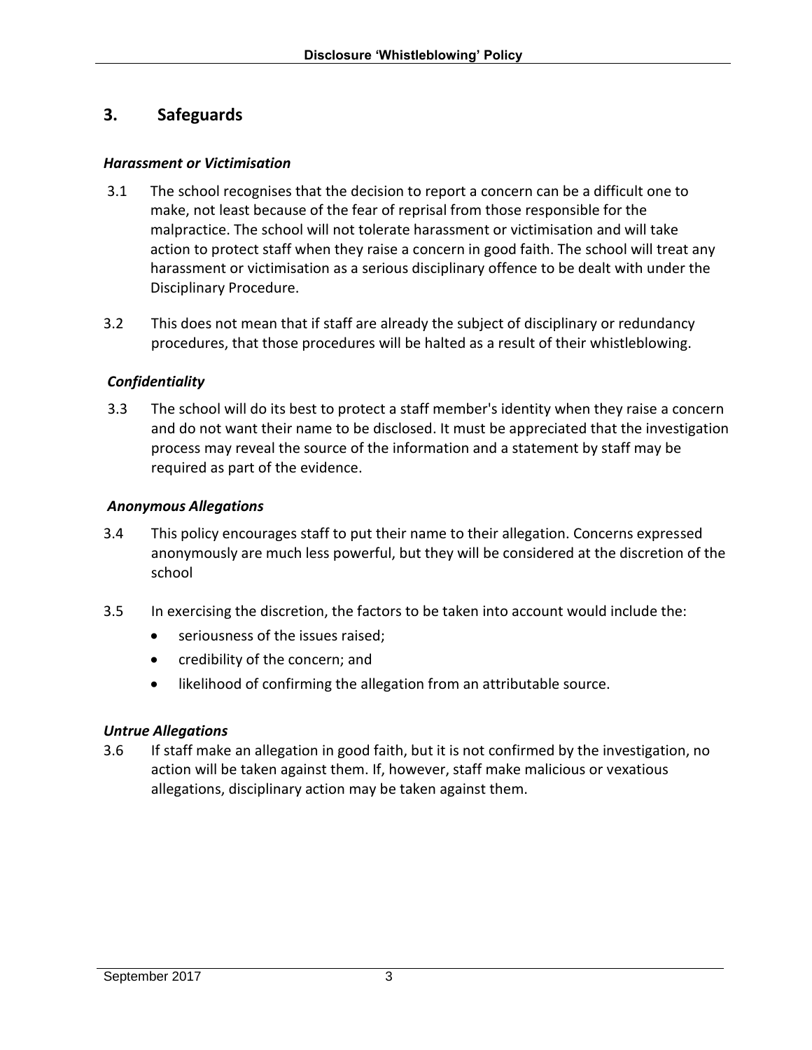## 3. Safeguards

***Harassment or Victimisation***

3.1 The school recognises that the decision to report a concern can be a difficult one to make, not least because of the fear of reprisal from those responsible for the malpractice. The school will not tolerate harassment or victimisation and will take action to protect staff when they raise a concern in good faith. The school will treat any harassment or victimisation as a serious disciplinary offence to be dealt with under the Disciplinary Procedure.

3.2 This does not mean that if staff are already the subject of disciplinary or redundancy procedures, that those procedures will be halted as a result of their whistleblowing.

***Confidentiality***

3.3 The school will do its best to protect a staff member's identity when they raise a concern and do not want their name to be disclosed. It must be appreciated that the investigation process may reveal the source of the information and a statement by staff may be required as part of the evidence.

***Anonymous Allegations***

3.4 This policy encourages staff to put their name to their allegation. Concerns expressed anonymously are much less powerful, but they will be considered at the discretion of the school

3.5 In exercising the discretion, the factors to be taken into account would include the:

- seriousness of the issues raised;
- credibility of the concern; and
- likelihood of confirming the allegation from an attributable source.

***Untrue Allegations***

3.6 If staff make an allegation in good faith, but it is not confirmed by the investigation, no action will be taken against them. If, however, staff make malicious or vexatious allegations, disciplinary action may be taken against them.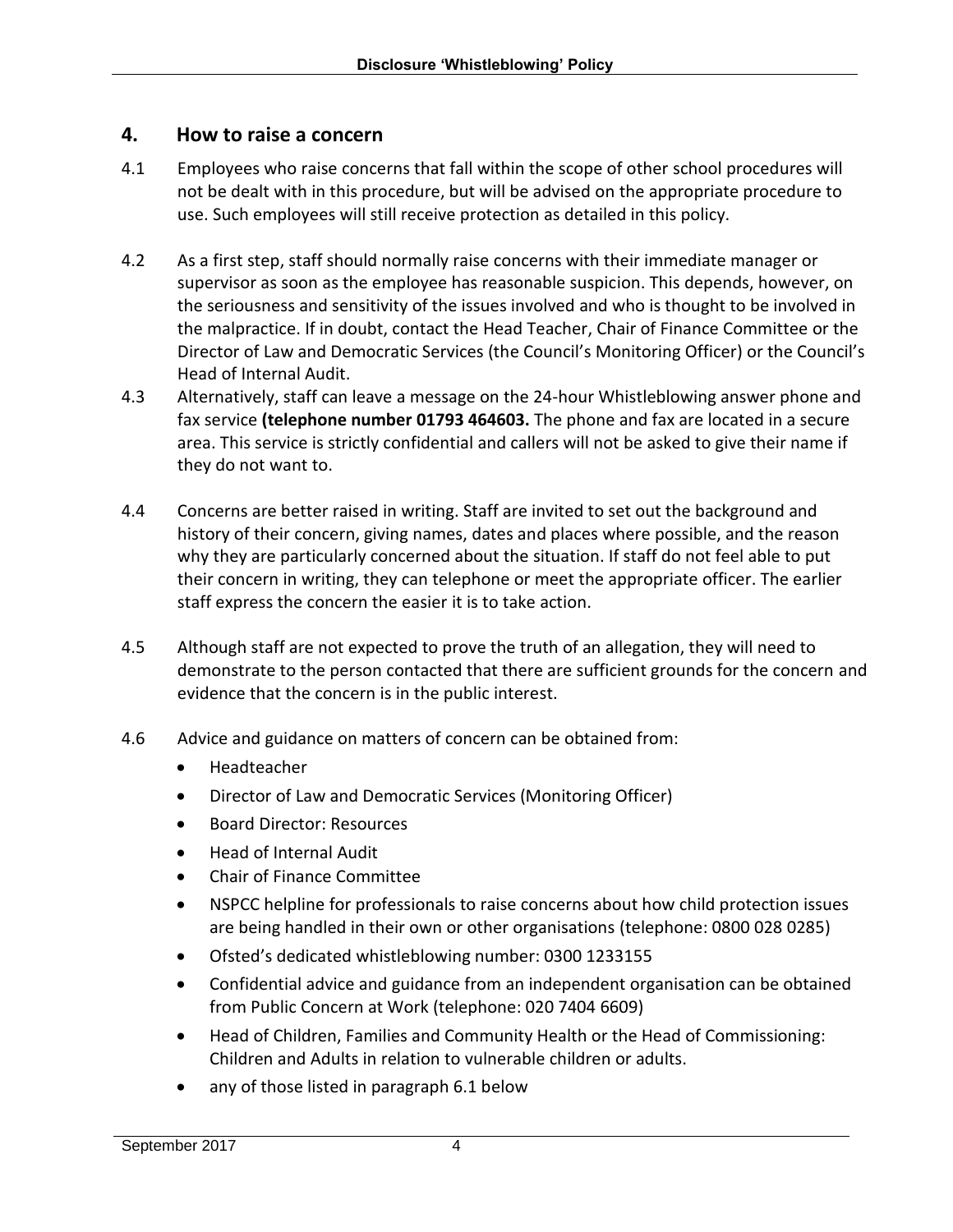## 4. How to raise a concern

4.1 Employees who raise concerns that fall within the scope of other school procedures will not be dealt with in this procedure, but will be advised on the appropriate procedure to use. Such employees will still receive protection as detailed in this policy.

4.2 As a first step, staff should normally raise concerns with their immediate manager or supervisor as soon as the employee has reasonable suspicion. This depends, however, on the seriousness and sensitivity of the issues involved and who is thought to be involved in the malpractice. If in doubt, contact the Head Teacher, Chair of Finance Committee or the Director of Law and Democratic Services (the Council's Monitoring Officer) or the Council's Head of Internal Audit.

4.3 Alternatively, staff can leave a message on the 24-hour Whistleblowing answer phone and fax service **(telephone number 01793 464603.** The phone and fax are located in a secure area. This service is strictly confidential and callers will not be asked to give their name if they do not want to.

4.4 Concerns are better raised in writing. Staff are invited to set out the background and history of their concern, giving names, dates and places where possible, and the reason why they are particularly concerned about the situation. If staff do not feel able to put their concern in writing, they can telephone or meet the appropriate officer. The earlier staff express the concern the easier it is to take action.

4.5 Although staff are not expected to prove the truth of an allegation, they will need to demonstrate to the person contacted that there are sufficient grounds for the concern and evidence that the concern is in the public interest.

4.6 Advice and guidance on matters of concern can be obtained from:

- Headteacher
- Director of Law and Democratic Services (Monitoring Officer)
- Board Director: Resources
- Head of Internal Audit
- Chair of Finance Committee
- NSPCC helpline for professionals to raise concerns about how child protection issues are being handled in their own or other organisations (telephone: 0800 028 0285)
- Ofsted's dedicated whistleblowing number: 0300 1233155
- Confidential advice and guidance from an independent organisation can be obtained from Public Concern at Work (telephone: 020 7404 6609)
- Head of Children, Families and Community Health or the Head of Commissioning: Children and Adults in relation to vulnerable children or adults.
- any of those listed in paragraph 6.1 below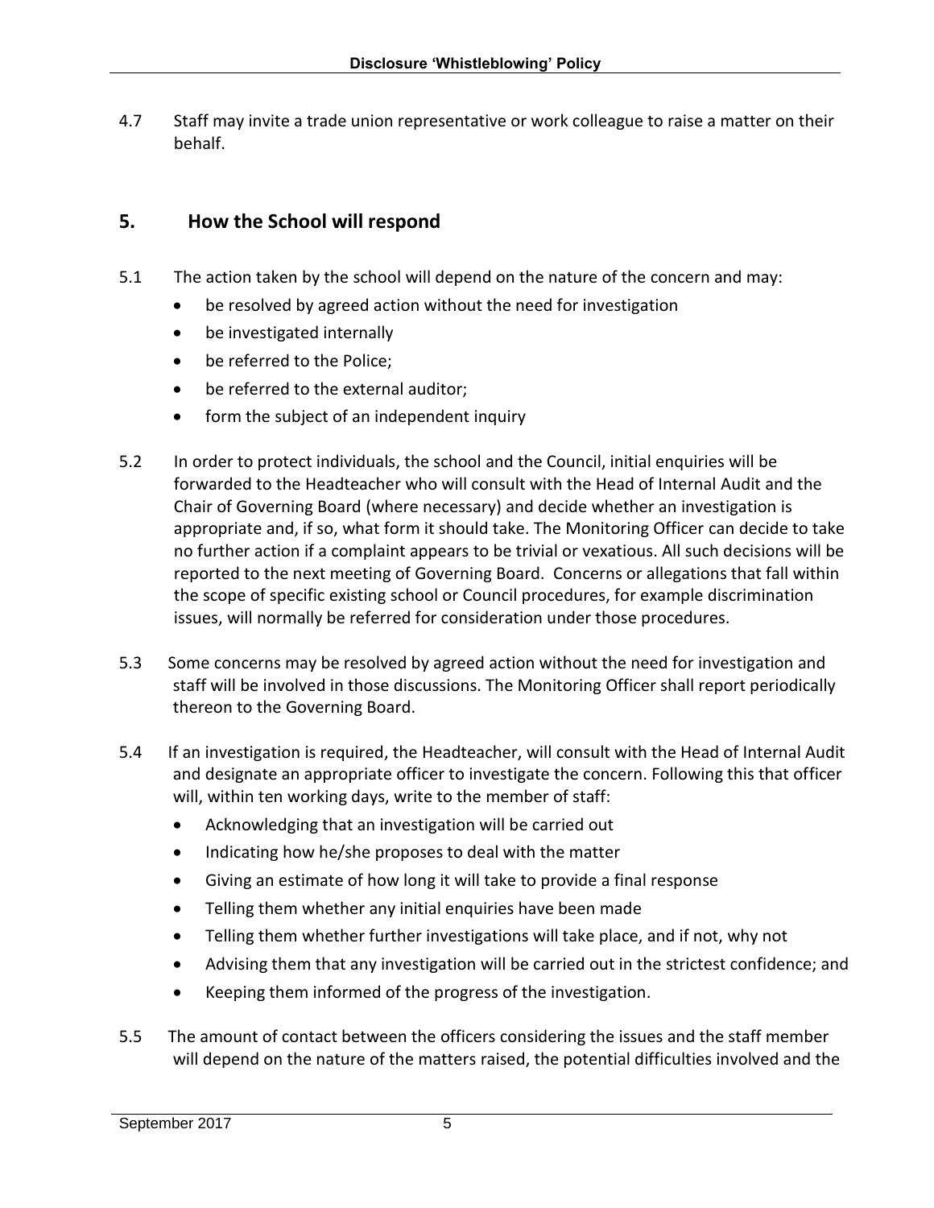4.7 Staff may invite a trade union representative or work colleague to raise a matter on their behalf.

## 5. How the School will respond

5.1 The action taken by the school will depend on the nature of the concern and may:

- be resolved by agreed action without the need for investigation
- be investigated internally
- be referred to the Police;
- be referred to the external auditor;
- form the subject of an independent inquiry

5.2 In order to protect individuals, the school and the Council, initial enquiries will be forwarded to the Headteacher who will consult with the Head of Internal Audit and the Chair of Governing Board (where necessary) and decide whether an investigation is appropriate and, if so, what form it should take. The Monitoring Officer can decide to take no further action if a complaint appears to be trivial or vexatious. All such decisions will be reported to the next meeting of Governing Board. Concerns or allegations that fall within the scope of specific existing school or Council procedures, for example discrimination issues, will normally be referred for consideration under those procedures.

5.3 Some concerns may be resolved by agreed action without the need for investigation and staff will be involved in those discussions. The Monitoring Officer shall report periodically thereon to the Governing Board.

5.4 If an investigation is required, the Headteacher, will consult with the Head of Internal Audit and designate an appropriate officer to investigate the concern. Following this that officer will, within ten working days, write to the member of staff:

- Acknowledging that an investigation will be carried out
- Indicating how he/she proposes to deal with the matter
- Giving an estimate of how long it will take to provide a final response
- Telling them whether any initial enquiries have been made
- Telling them whether further investigations will take place, and if not, why not
- Advising them that any investigation will be carried out in the strictest confidence; and
- Keeping them informed of the progress of the investigation.

5.5 The amount of contact between the officers considering the issues and the staff member will depend on the nature of the matters raised, the potential difficulties involved and the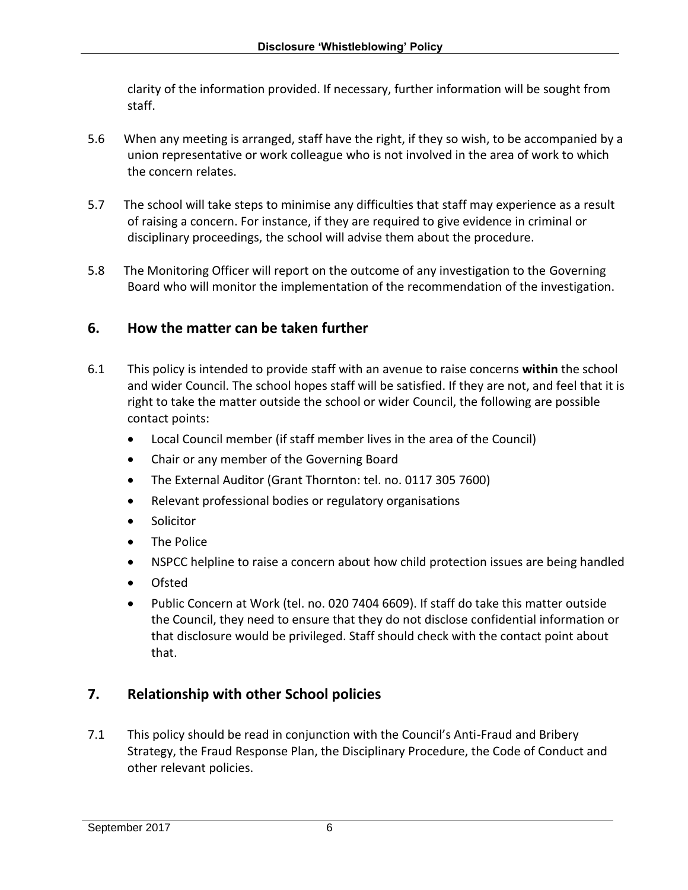clarity of the information provided. If necessary, further information will be sought from staff.

5.6 When any meeting is arranged, staff have the right, if they so wish, to be accompanied by a union representative or work colleague who is not involved in the area of work to which the concern relates.

5.7 The school will take steps to minimise any difficulties that staff may experience as a result of raising a concern. For instance, if they are required to give evidence in criminal or disciplinary proceedings, the school will advise them about the procedure.

5.8 The Monitoring Officer will report on the outcome of any investigation to the Governing Board who will monitor the implementation of the recommendation of the investigation.

## 6. How the matter can be taken further

6.1 This policy is intended to provide staff with an avenue to raise concerns **within** the school and wider Council. The school hopes staff will be satisfied. If they are not, and feel that it is right to take the matter outside the school or wider Council, the following are possible contact points:

- Local Council member (if staff member lives in the area of the Council)
- Chair or any member of the Governing Board
- The External Auditor (Grant Thornton: tel. no. 0117 305 7600)
- Relevant professional bodies or regulatory organisations
- Solicitor
- The Police
- NSPCC helpline to raise a concern about how child protection issues are being handled
- Ofsted
- Public Concern at Work (tel. no. 020 7404 6609). If staff do take this matter outside the Council, they need to ensure that they do not disclose confidential information or that disclosure would be privileged. Staff should check with the contact point about that.

## 7. Relationship with other School policies

7.1 This policy should be read in conjunction with the Council's Anti-Fraud and Bribery Strategy, the Fraud Response Plan, the Disciplinary Procedure, the Code of Conduct and other relevant policies.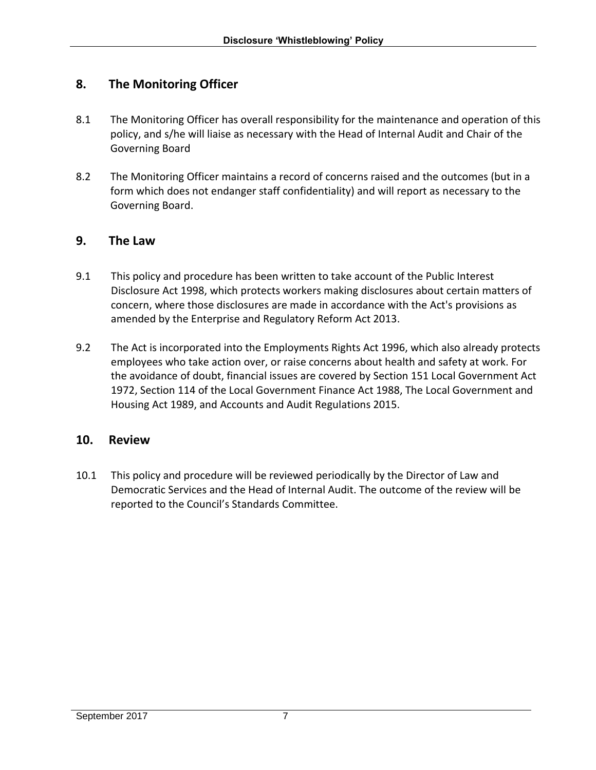## 8. The Monitoring Officer

8.1 The Monitoring Officer has overall responsibility for the maintenance and operation of this policy, and s/he will liaise as necessary with the Head of Internal Audit and Chair of the Governing Board

8.2 The Monitoring Officer maintains a record of concerns raised and the outcomes (but in a form which does not endanger staff confidentiality) and will report as necessary to the Governing Board.

## 9. The Law

9.1 This policy and procedure has been written to take account of the Public Interest Disclosure Act 1998, which protects workers making disclosures about certain matters of concern, where those disclosures are made in accordance with the Act's provisions as amended by the Enterprise and Regulatory Reform Act 2013.

9.2 The Act is incorporated into the Employments Rights Act 1996, which also already protects employees who take action over, or raise concerns about health and safety at work. For the avoidance of doubt, financial issues are covered by Section 151 Local Government Act 1972, Section 114 of the Local Government Finance Act 1988, The Local Government and Housing Act 1989, and Accounts and Audit Regulations 2015.

## 10. Review

10.1 This policy and procedure will be reviewed periodically by the Director of Law and Democratic Services and the Head of Internal Audit. The outcome of the review will be reported to the Council's Standards Committee.